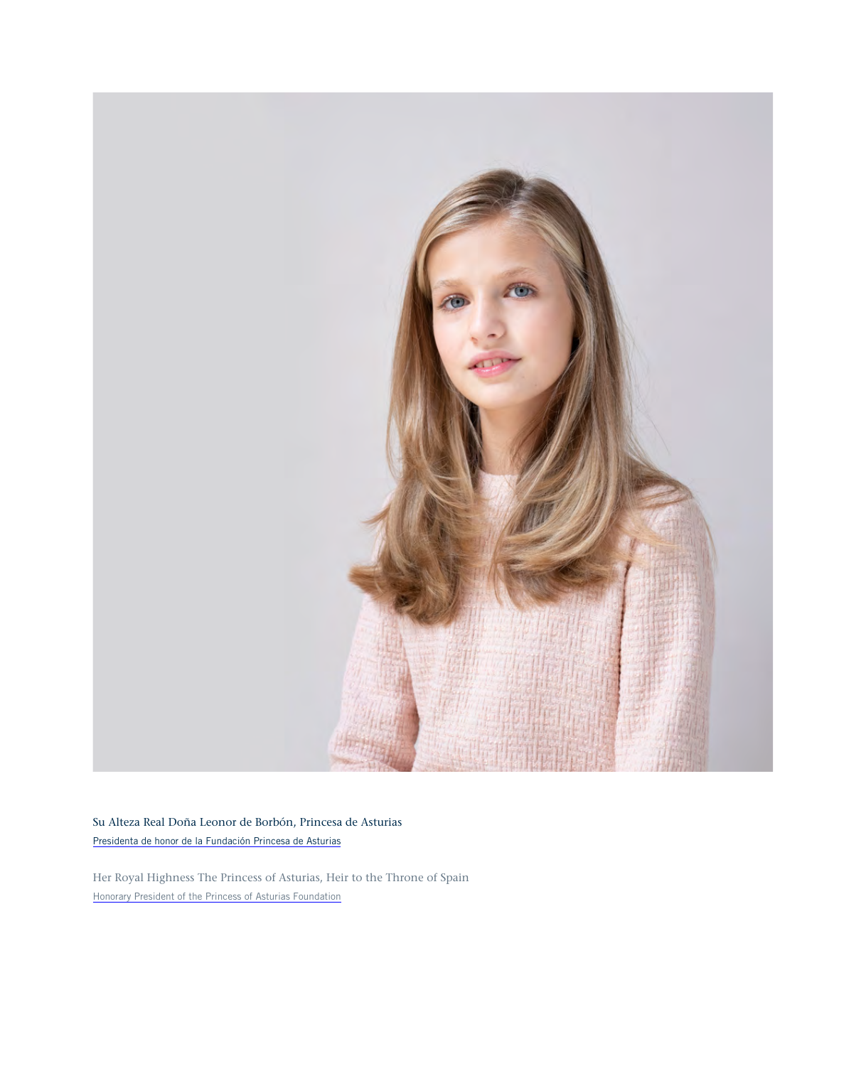Su Alteza Real Doña Leonor de Borbón, Princesa de Asturias

Presidenta de honor de la Fundación Princesa de Asturias

Her Royal Highness The Princess of Asturias, Heir to the Throne of Spain

Honorary President of the Princess of Asturias Foundation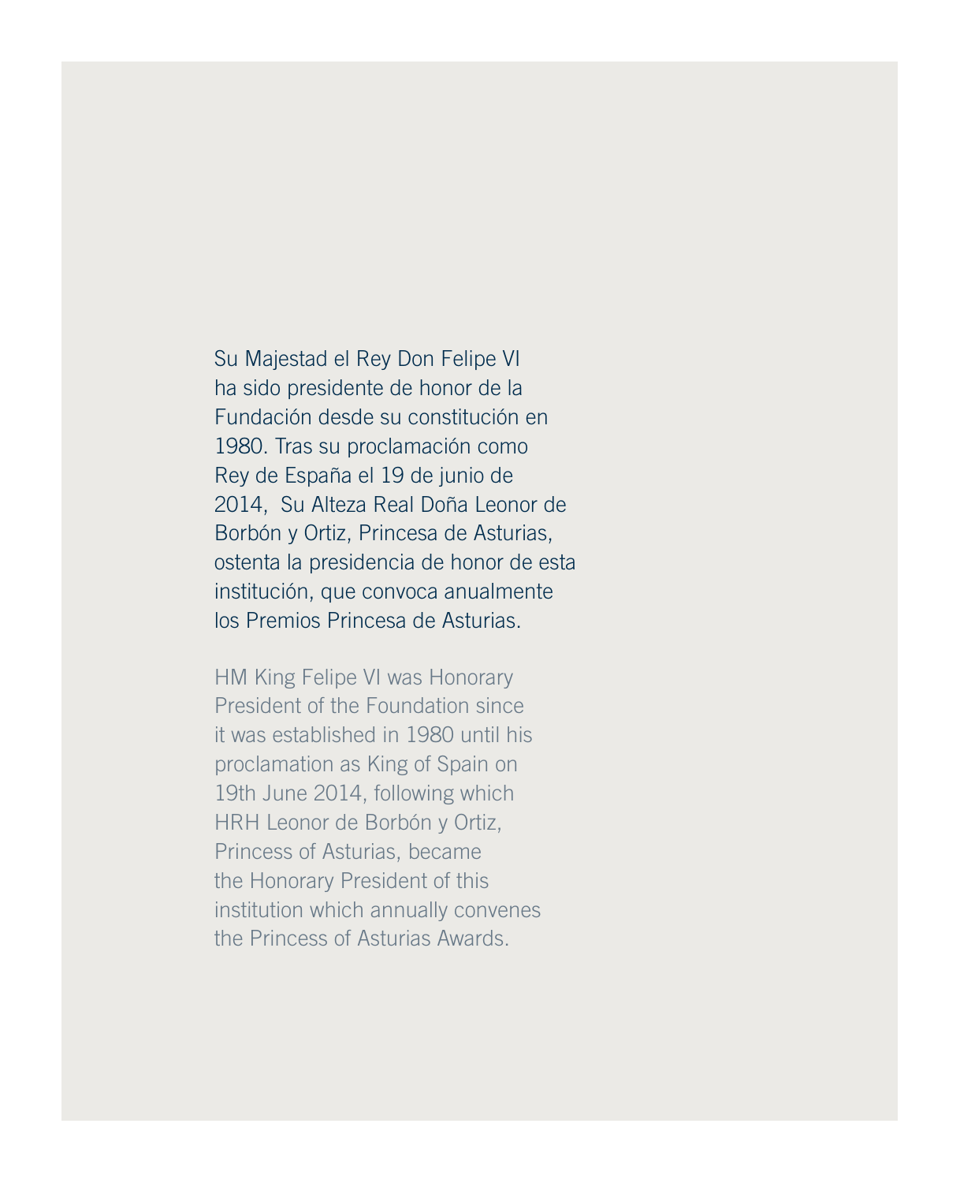Su Majestad el Rey Don Felipe VI ha sido presidente de honor de la Fundación desde su constitución en 1980. Tras su proclamación como Rey de España el 19 de junio de 2014, Su Alteza Real Doña Leonor de Borbón y Ortiz, Princesa de Asturias, ostenta la presidencia de honor de esta institución, que convoca anualmente los Premios Princesa de Asturias.

HM King Felipe VI was Honorary President of the Foundation since it was established in 1980 until his proclamation as King of Spain on 19th June 2014, following which HRH Leonor de Borbón y Ortiz, Princess of Asturias, became the Honorary President of this institution which annually convenes the Princess of Asturias Awards.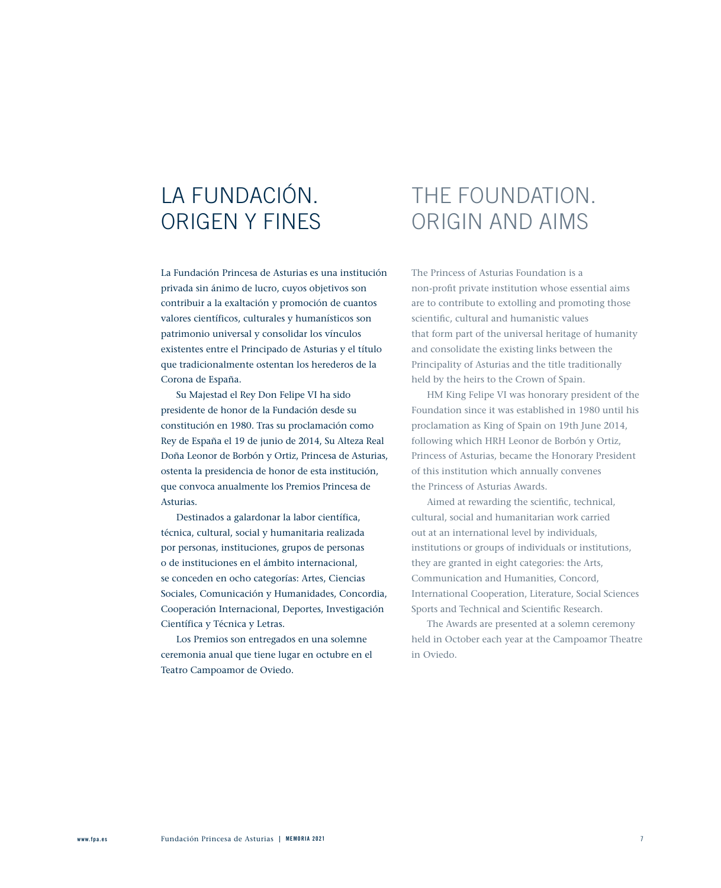# LA FUNDACIÓN. ORIGEN Y FINES

La Fundación Princesa de Asturias es una institución privada sin ánimo de lucro, cuyos objetivos son contribuir a la exaltación y promoción de cuantos valores científicos, culturales y humanísticos son patrimonio universal y consolidar los vínculos existentes entre el Principado de Asturias y el título que tradicionalmente ostentan los herederos de la Corona de España.

Su Majestad el Rey Don Felipe VI ha sido presidente de honor de la Fundación desde su constitución en 1980. Tras su proclamación como Rey de España el 19 de junio de 2014, Su Alteza Real Doña Leonor de Borbón y Ortiz, Princesa de Asturias, ostenta la presidencia de honor de esta institución, que convoca anualmente los Premios Princesa de Asturias.

Destinados a galardonar la labor científica, técnica, cultural, social y humanitaria realizada por personas, instituciones, grupos de personas o de instituciones en el ámbito internacional, se conceden en ocho categorías: Artes, Ciencias Sociales, Comunicación y Humanidades, Concordia, Cooperación Internacional, Deportes, Investigación Científica y Técnica y Letras.

Los Premios son entregados en una solemne ceremonia anual que tiene lugar en octubre en el Teatro Campoamor de Oviedo.

# THE FOUNDATION. ORIGIN AND AIMS

The Princess of Asturias Foundation is a non-profit private institution whose essential aims are to contribute to extolling and promoting those scientific, cultural and humanistic values that form part of the universal heritage of humanity and consolidate the existing links between the Principality of Asturias and the title traditionally held by the heirs to the Crown of Spain.

HM King Felipe VI was honorary president of the Foundation since it was established in 1980 until his proclamation as King of Spain on 19th June 2014, following which HRH Leonor de Borbón y Ortiz, Princess of Asturias, became the Honorary President of this institution which annually convenes the Princess of Asturias Awards.

Aimed at rewarding the scientific, technical, cultural, social and humanitarian work carried out at an international level by individuals, institutions or groups of individuals or institutions, they are granted in eight categories: the Arts, Communication and Humanities, Concord, International Cooperation, Literature, Social Sciences Sports and Technical and Scientific Research.

The Awards are presented at a solemn ceremony held in October each year at the Campoamor Theatre in Oviedo.